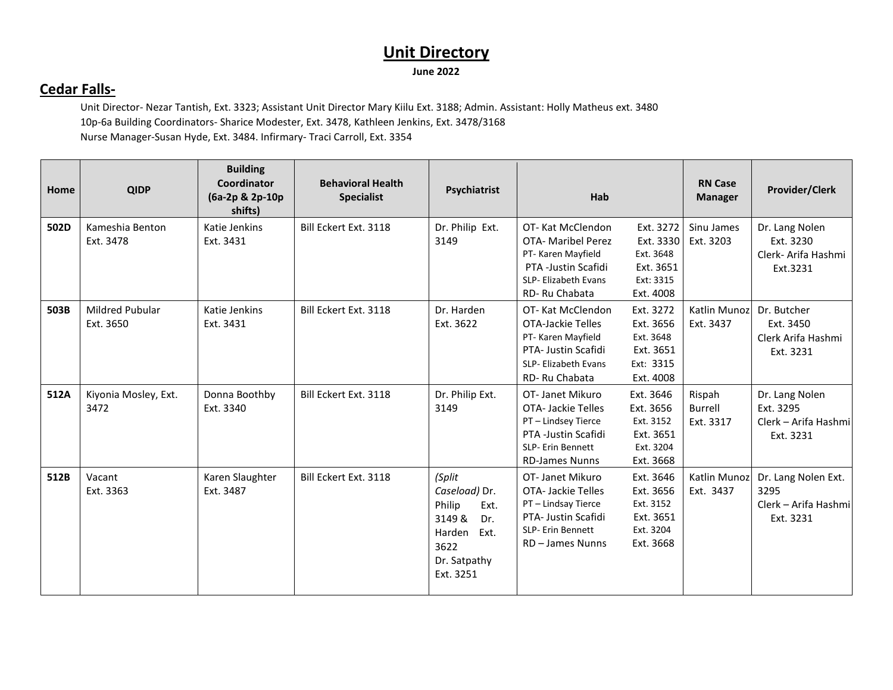# Unit Directory

**June 2022**

## Cedar Falls-

Unit Director- Nezar Tantish, Ext. 3323; Assistant Unit Director Mary Kiilu Ext. 3188; Admin. Assistant: Holly Matheus ext. 3480
10p-6a Building Coordinators- Sharice Modester, Ext. 3478, Kathleen Jenkins, Ext. 3478/3168
Nurse Manager-Susan Hyde, Ext. 3484. Infirmary- Traci Carroll, Ext. 3354

| Home | QIDP | Building Coordinator (6a-2p & 2p-10p shifts) | Behavioral Health Specialist | Psychiatrist | Hab | RN Case Manager | Provider/Clerk |
|---|---|---|---|---|---|---|---|
| **502D** | Kameshia Benton Ext. 3478 | Katie Jenkins Ext. 3431 | Bill Eckert Ext. 3118 | Dr. Philip Ext. 3149 | OT- Kat McClendon Ext. 3272<br>OTA- Maribel Perez Ext. 3330<br>PT- Karen Mayfield Ext. 3648<br>PTA -Justin Scafidi Ext. 3651<br>SLP- Elizabeth Evans Ext: 3315<br>RD- Ru Chabata Ext. 4008 | Sinu James Ext. 3203 | Dr. Lang Nolen Ext. 3230<br>Clerk- Arifa Hashmi Ext.3231 |
| **503B** | Mildred Pubular Ext. 3650 | Katie Jenkins Ext. 3431 | Bill Eckert Ext. 3118 | Dr. Harden Ext. 3622 | OT- Kat McClendon Ext. 3272<br>OTA-Jackie Telles Ext. 3656<br>PT- Karen Mayfield Ext. 3648<br>PTA- Justin Scafidi Ext. 3651<br>SLP- Elizabeth Evans Ext: 3315<br>RD- Ru Chabata Ext. 4008 | Katlin Munoz Ext. 3437 | Dr. Butcher Ext. 3450<br>Clerk Arifa Hashmi Ext. 3231 |
| **512A** | Kiyonia Mosley, Ext. 3472 | Donna Boothby Ext. 3340 | Bill Eckert Ext. 3118 | Dr. Philip Ext. 3149 | OT- Janet Mikuro Ext. 3646<br>OTA- Jackie Telles Ext. 3656<br>PT – Lindsey Tierce Ext. 3152<br>PTA -Justin Scafidi Ext. 3651<br>SLP- Erin Bennett Ext. 3204<br>RD-James Nunns Ext. 3668 | Rispah Burrell Ext. 3317 | Dr. Lang Nolen Ext. 3295<br>Clerk – Arifa Hashmi Ext. 3231 |
| **512B** | Vacant Ext. 3363 | Karen Slaughter Ext. 3487 | Bill Eckert Ext. 3118 | *(Split Caseload)* Dr. Philip Ext. 3149 & Dr. Harden Ext. 3622<br>Dr. Satpathy Ext. 3251 | OT- Janet Mikuro Ext. 3646<br>OTA- Jackie Telles Ext. 3656<br>PT – Lindsay Tierce Ext. 3152<br>PTA- Justin Scafidi Ext. 3651<br>SLP- Erin Bennett Ext. 3204<br>RD – James Nunns Ext. 3668 | Katlin Munoz Ext. 3437 | Dr. Lang Nolen Ext. 3295<br>Clerk – Arifa Hashmi Ext. 3231 |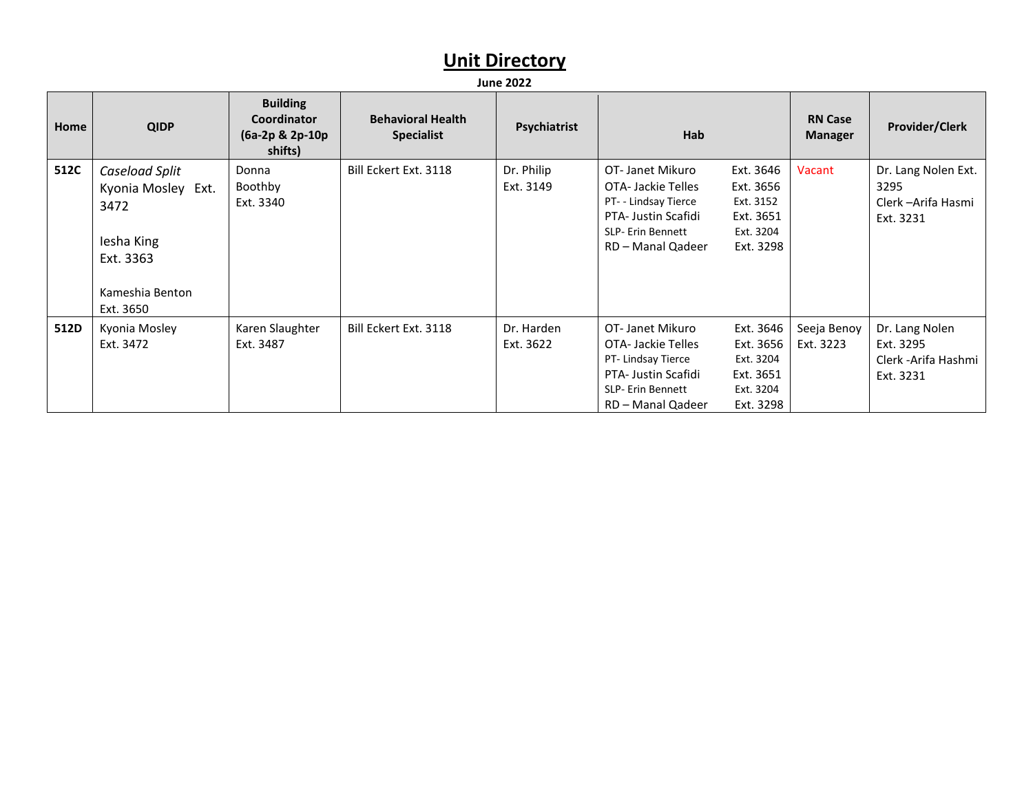# Unit Directory

**June 2022**

| Home | QIDP | Building Coordinator (6a-2p & 2p-10p shifts) | Behavioral Health Specialist | Psychiatrist | Hab | | RN Case Manager | Provider/Clerk |
|---|---|---|---|---|---|---|---|---|
| **512C** | *Caseload Split*<br>Kyonia Mosley Ext. 3472<br><br>Iesha King<br>Ext. 3363<br><br>Kameshia Benton<br>Ext. 3650 | Donna Boothby<br>Ext. 3340 | Bill Eckert Ext. 3118 | Dr. Philip<br>Ext. 3149 | OT- Janet Mikuro<br>OTA- Jackie Telles<br>PT- - Lindsay Tierce<br>PTA- Justin Scafidi<br>SLP- Erin Bennett<br>RD – Manal Qadeer | Ext. 3646<br>Ext. 3656<br>Ext. 3152<br>Ext. 3651<br>Ext. 3204<br>Ext. 3298 | Vacant | Dr. Lang Nolen Ext. 3295<br>Clerk –Arifa Hasmi Ext. 3231 |
| **512D** | Kyonia Mosley<br>Ext. 3472 | Karen Slaughter<br>Ext. 3487 | Bill Eckert Ext. 3118 | Dr. Harden<br>Ext. 3622 | OT- Janet Mikuro<br>OTA- Jackie Telles<br>PT- Lindsay Tierce<br>PTA- Justin Scafidi<br>SLP- Erin Bennett<br>RD – Manal Qadeer | Ext. 3646<br>Ext. 3656<br>Ext. 3204<br>Ext. 3651<br>Ext. 3204<br>Ext. 3298 | Seeja Benoy<br>Ext. 3223 | Dr. Lang Nolen<br>Ext. 3295<br>Clerk -Arifa Hashmi<br>Ext. 3231 |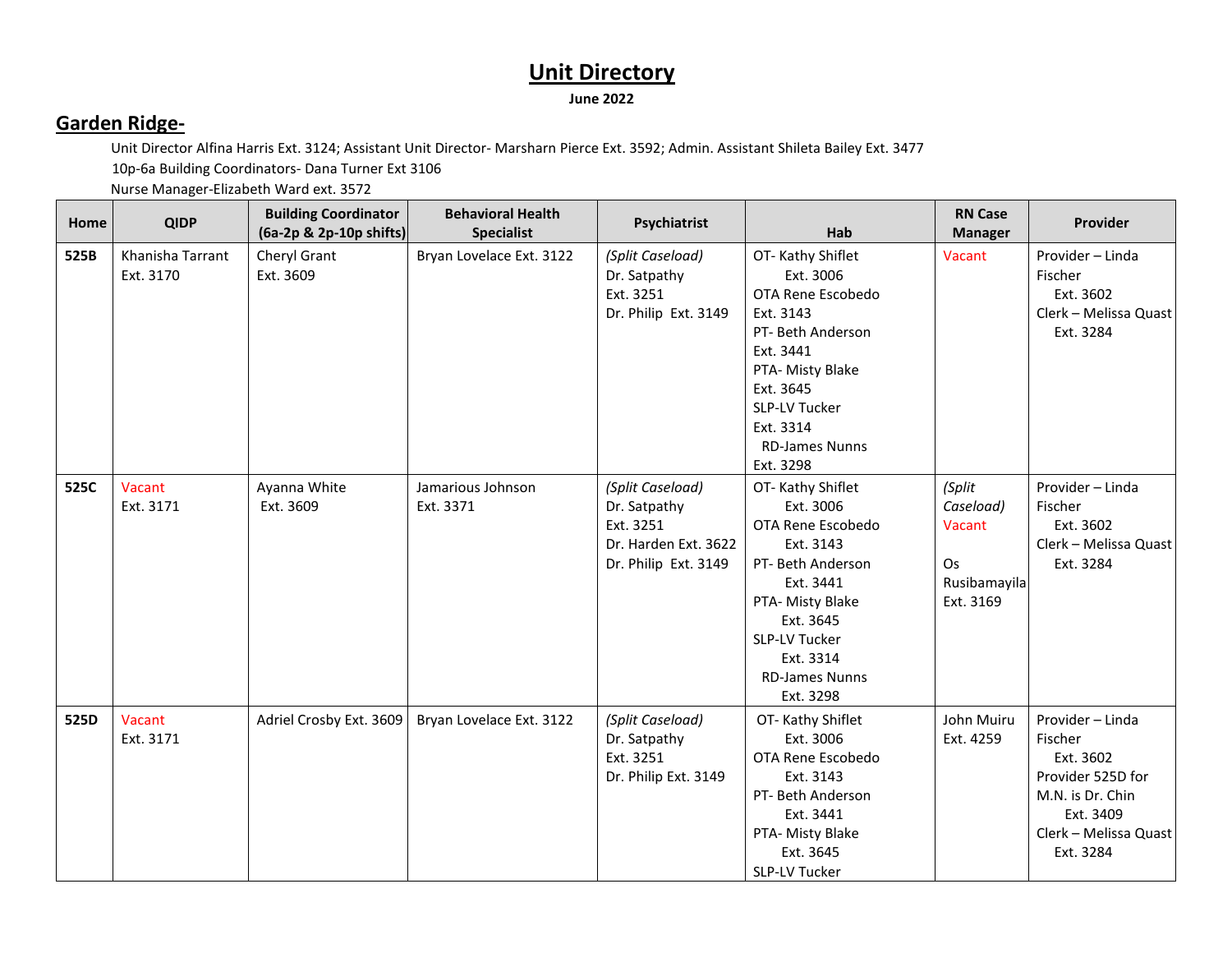# Unit Directory

**June 2022**

## Garden Ridge-

Unit Director Alfina Harris Ext. 3124; Assistant Unit Director- Marsharn Pierce Ext. 3592; Admin. Assistant Shileta Bailey Ext. 3477

10p-6a Building Coordinators- Dana Turner Ext 3106

Nurse Manager-Elizabeth Ward ext. 3572

| Home | QIDP | Building Coordinator (6a-2p & 2p-10p shifts) | Behavioral Health Specialist | Psychiatrist | Hab | RN Case Manager | Provider |
|---|---|---|---|---|---|---|---|
| **525B** | Khanisha Tarrant Ext. 3170 | Cheryl Grant Ext. 3609 | Bryan Lovelace Ext. 3122 | *(Split Caseload)* Dr. Satpathy Ext. 3251 Dr. Philip Ext. 3149 | OT- Kathy Shiflet Ext. 3006 OTA Rene Escobedo Ext. 3143 PT- Beth Anderson Ext. 3441 PTA- Misty Blake Ext. 3645 SLP-LV Tucker Ext. 3314 RD-James Nunns Ext. 3298 | Vacant | Provider – Linda Fischer Ext. 3602 Clerk – Melissa Quast Ext. 3284 |
| **525C** | Vacant Ext. 3171 | Ayanna White Ext. 3609 | Jamarious Johnson Ext. 3371 | *(Split Caseload)* Dr. Satpathy Ext. 3251 Dr. Harden Ext. 3622 Dr. Philip Ext. 3149 | OT- Kathy Shiflet Ext. 3006 OTA Rene Escobedo Ext. 3143 PT- Beth Anderson Ext. 3441 PTA- Misty Blake Ext. 3645 SLP-LV Tucker Ext. 3314 RD-James Nunns Ext. 3298 | *(Split Caseload)* Vacant Os Rusibamayila Ext. 3169 | Provider – Linda Fischer Ext. 3602 Clerk – Melissa Quast Ext. 3284 |
| **525D** | Vacant Ext. 3171 | Adriel Crosby Ext. 3609 | Bryan Lovelace Ext. 3122 | *(Split Caseload)* Dr. Satpathy Ext. 3251 Dr. Philip Ext. 3149 | OT- Kathy Shiflet Ext. 3006 OTA Rene Escobedo Ext. 3143 PT- Beth Anderson Ext. 3441 PTA- Misty Blake Ext. 3645 SLP-LV Tucker | John Muiru Ext. 4259 | Provider – Linda Fischer Ext. 3602 Provider 525D for M.N. is Dr. Chin Ext. 3409 Clerk – Melissa Quast Ext. 3284 |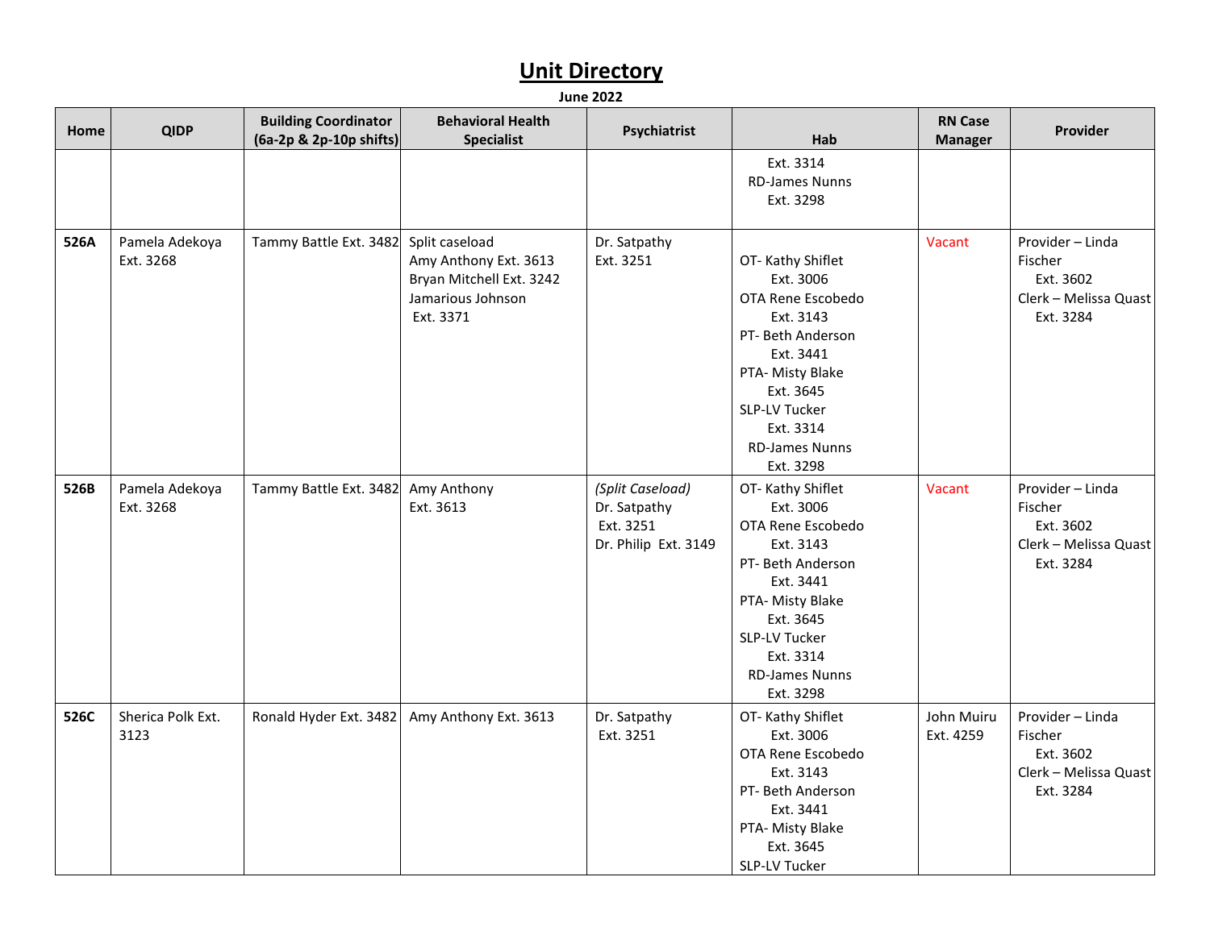# Unit Directory

**June 2022**

| Home | QIDP | Building Coordinator (6a-2p & 2p-10p shifts) | Behavioral Health Specialist | Psychiatrist | Hab | RN Case Manager | Provider |
|---|---|---|---|---|---|---|---|
| | | | | | Ext. 3314 RD-James Nunns Ext. 3298 | | |
| **526A** | Pamela Adekoya Ext. 3268 | Tammy Battle Ext. 3482 | Split caseload Amy Anthony Ext. 3613 Bryan Mitchell Ext. 3242 Jamarious Johnson Ext. 3371 | Dr. Satpathy Ext. 3251 | OT- Kathy Shiflet Ext. 3006 OTA Rene Escobedo Ext. 3143 PT- Beth Anderson Ext. 3441 PTA- Misty Blake Ext. 3645 SLP-LV Tucker Ext. 3314 RD-James Nunns Ext. 3298 | Vacant | Provider – Linda Fischer Ext. 3602 Clerk – Melissa Quast Ext. 3284 |
| **526B** | Pamela Adekoya Ext. 3268 | Tammy Battle Ext. 3482 | Amy Anthony Ext. 3613 | *(Split Caseload)* Dr. Satpathy Ext. 3251 Dr. Philip Ext. 3149 | OT- Kathy Shiflet Ext. 3006 OTA Rene Escobedo Ext. 3143 PT- Beth Anderson Ext. 3441 PTA- Misty Blake Ext. 3645 SLP-LV Tucker Ext. 3314 RD-James Nunns Ext. 3298 | Vacant | Provider – Linda Fischer Ext. 3602 Clerk – Melissa Quast Ext. 3284 |
| **526C** | Sherica Polk Ext. 3123 | Ronald Hyder Ext. 3482 | Amy Anthony Ext. 3613 | Dr. Satpathy Ext. 3251 | OT- Kathy Shiflet Ext. 3006 OTA Rene Escobedo Ext. 3143 PT- Beth Anderson Ext. 3441 PTA- Misty Blake Ext. 3645 SLP-LV Tucker | John Muiru Ext. 4259 | Provider – Linda Fischer Ext. 3602 Clerk – Melissa Quast Ext. 3284 |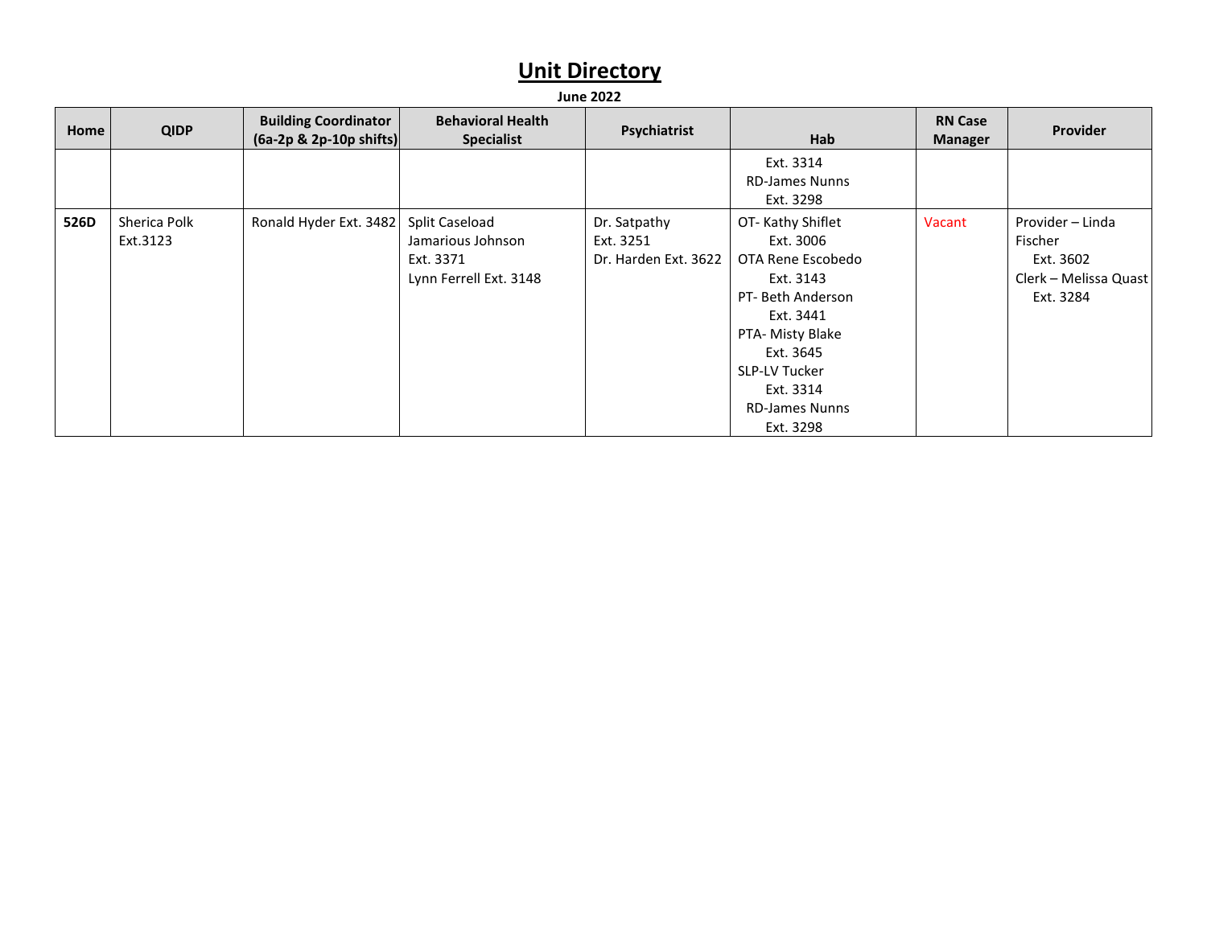# Unit Directory

**June 2022**

| Home | QIDP | Building Coordinator (6a-2p & 2p-10p shifts) | Behavioral Health Specialist | Psychiatrist | Hab | RN Case Manager | Provider |
|---|---|---|---|---|---|---|---|
| | | | | | Ext. 3314<br>RD-James Nunns<br>Ext. 3298 | | |
| **526D** | Sherica Polk<br>Ext.3123 | Ronald Hyder Ext. 3482 | Split Caseload<br>Jamarious Johnson<br>Ext. 3371<br>Lynn Ferrell Ext. 3148 | Dr. Satpathy<br>Ext. 3251<br>Dr. Harden Ext. 3622 | OT- Kathy Shiflet<br>Ext. 3006<br>OTA Rene Escobedo<br>Ext. 3143<br>PT- Beth Anderson<br>Ext. 3441<br>PTA- Misty Blake<br>Ext. 3645<br>SLP-LV Tucker<br>Ext. 3314<br>RD-James Nunns<br>Ext. 3298 | Vacant | Provider – Linda Fischer<br>Ext. 3602<br>Clerk – Melissa Quast<br>Ext. 3284 |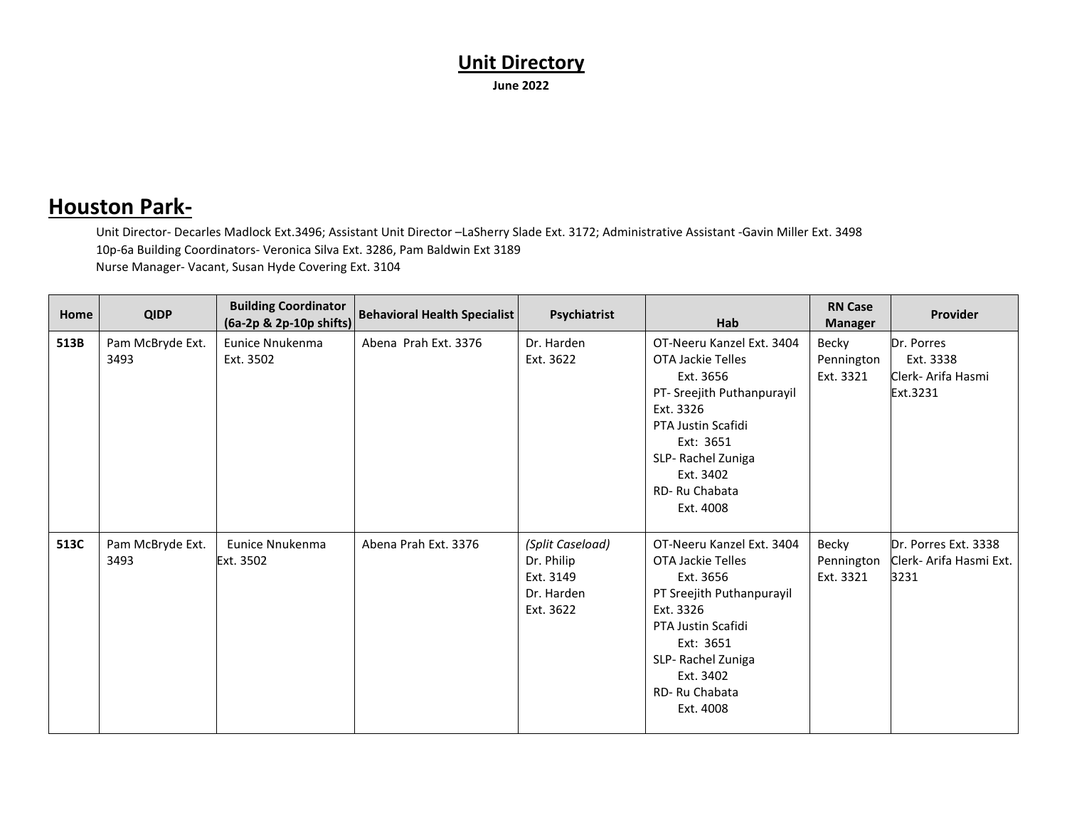# Unit Directory

**June 2022**

## Houston Park-

Unit Director- Decarles Madlock Ext.3496; Assistant Unit Director –LaSherry Slade Ext. 3172; Administrative Assistant -Gavin Miller Ext. 3498
10p-6a Building Coordinators- Veronica Silva Ext. 3286, Pam Baldwin Ext 3189
Nurse Manager- Vacant, Susan Hyde Covering Ext. 3104

| Home | QIDP | Building Coordinator (6a-2p & 2p-10p shifts) | Behavioral Health Specialist | Psychiatrist | Hab | RN Case Manager | Provider |
|---|---|---|---|---|---|---|---|
| **513B** | Pam McBryde Ext. 3493 | Eunice Nnukenma Ext. 3502 | Abena Prah Ext. 3376 | Dr. Harden Ext. 3622 | OT-Neeru Kanzel Ext. 3404<br>OTA Jackie Telles Ext. 3656<br>PT- Sreejith Puthanpurayil Ext. 3326<br>PTA Justin Scafidi Ext: 3651<br>SLP- Rachel Zuniga Ext. 3402<br>RD- Ru Chabata Ext. 4008 | Becky Pennington Ext. 3321 | Dr. Porres Ext. 3338<br>Clerk- Arifa Hasmi Ext.3231 |
| **513C** | Pam McBryde Ext. 3493 | Eunice Nnukenma Ext. 3502 | Abena Prah Ext. 3376 | *(Split Caseload)*<br>Dr. Philip Ext. 3149<br>Dr. Harden Ext. 3622 | OT-Neeru Kanzel Ext. 3404<br>OTA Jackie Telles Ext. 3656<br>PT Sreejith Puthanpurayil Ext. 3326<br>PTA Justin Scafidi Ext: 3651<br>SLP- Rachel Zuniga Ext. 3402<br>RD- Ru Chabata Ext. 4008 | Becky Pennington Ext. 3321 | Dr. Porres Ext. 3338<br>Clerk- Arifa Hasmi Ext. 3231 |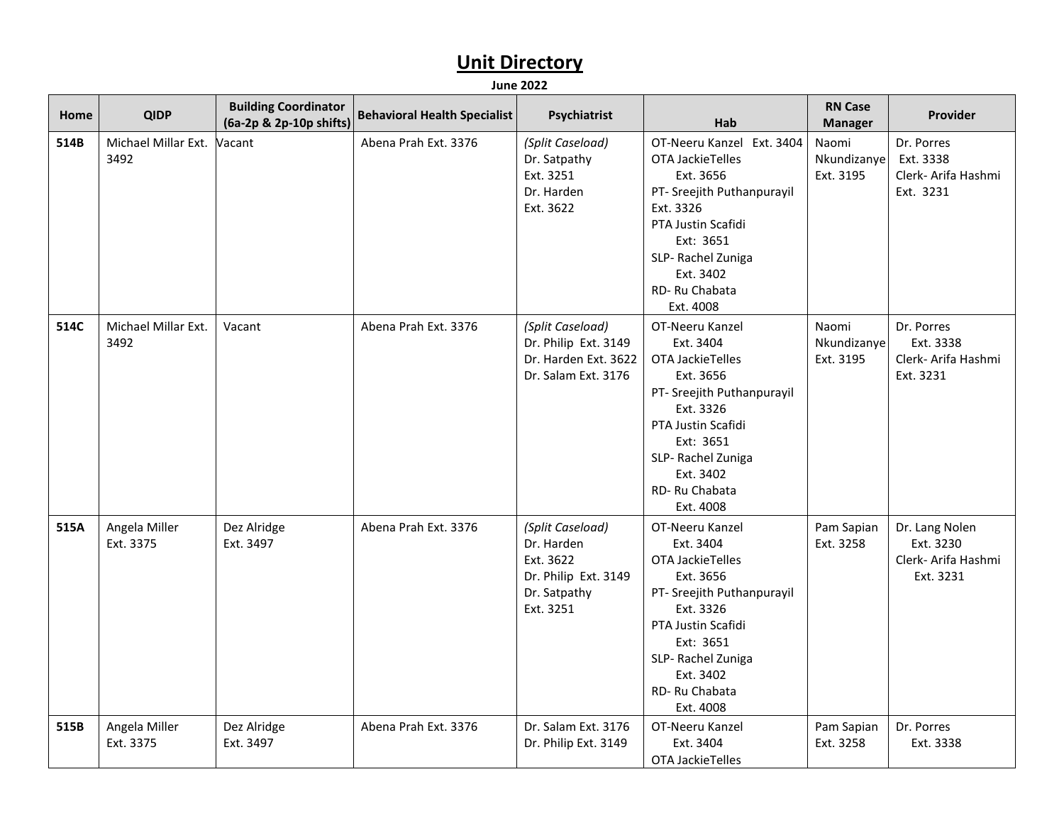# Unit Directory

**June 2022**

| Home | QIDP | Building Coordinator (6a-2p & 2p-10p shifts) | Behavioral Health Specialist | Psychiatrist | Hab | RN Case Manager | Provider |
|---|---|---|---|---|---|---|---|
| **514B** | Michael Millar Ext. 3492 | Vacant | Abena Prah Ext. 3376 | *(Split Caseload)* Dr. Satpathy Ext. 3251 Dr. Harden Ext. 3622 | OT-Neeru Kanzel Ext. 3404 OTA JackieTelles Ext. 3656 PT- Sreejith Puthanpurayil Ext. 3326 PTA Justin Scafidi Ext: 3651 SLP- Rachel Zuniga Ext. 3402 RD- Ru Chabata Ext. 4008 | Naomi Nkundizanye Ext. 3195 | Dr. Porres Ext. 3338 Clerk- Arifa Hashmi Ext. 3231 |
| **514C** | Michael Millar Ext. 3492 | Vacant | Abena Prah Ext. 3376 | *(Split Caseload)* Dr. Philip Ext. 3149 Dr. Harden Ext. 3622 Dr. Salam Ext. 3176 | OT-Neeru Kanzel Ext. 3404 OTA JackieTelles Ext. 3656 PT- Sreejith Puthanpurayil Ext. 3326 PTA Justin Scafidi Ext: 3651 SLP- Rachel Zuniga Ext. 3402 RD- Ru Chabata Ext. 4008 | Naomi Nkundizanye Ext. 3195 | Dr. Porres Ext. 3338 Clerk- Arifa Hashmi Ext. 3231 |
| **515A** | Angela Miller Ext. 3375 | Dez Alridge Ext. 3497 | Abena Prah Ext. 3376 | *(Split Caseload)* Dr. Harden Ext. 3622 Dr. Philip Ext. 3149 Dr. Satpathy Ext. 3251 | OT-Neeru Kanzel Ext. 3404 OTA JackieTelles Ext. 3656 PT- Sreejith Puthanpurayil Ext. 3326 PTA Justin Scafidi Ext: 3651 SLP- Rachel Zuniga Ext. 3402 RD- Ru Chabata Ext. 4008 | Pam Sapian Ext. 3258 | Dr. Lang Nolen Ext. 3230 Clerk- Arifa Hashmi Ext. 3231 |
| **515B** | Angela Miller Ext. 3375 | Dez Alridge Ext. 3497 | Abena Prah Ext. 3376 | Dr. Salam Ext. 3176 Dr. Philip Ext. 3149 | OT-Neeru Kanzel Ext. 3404 OTA JackieTelles | Pam Sapian Ext. 3258 | Dr. Porres Ext. 3338 |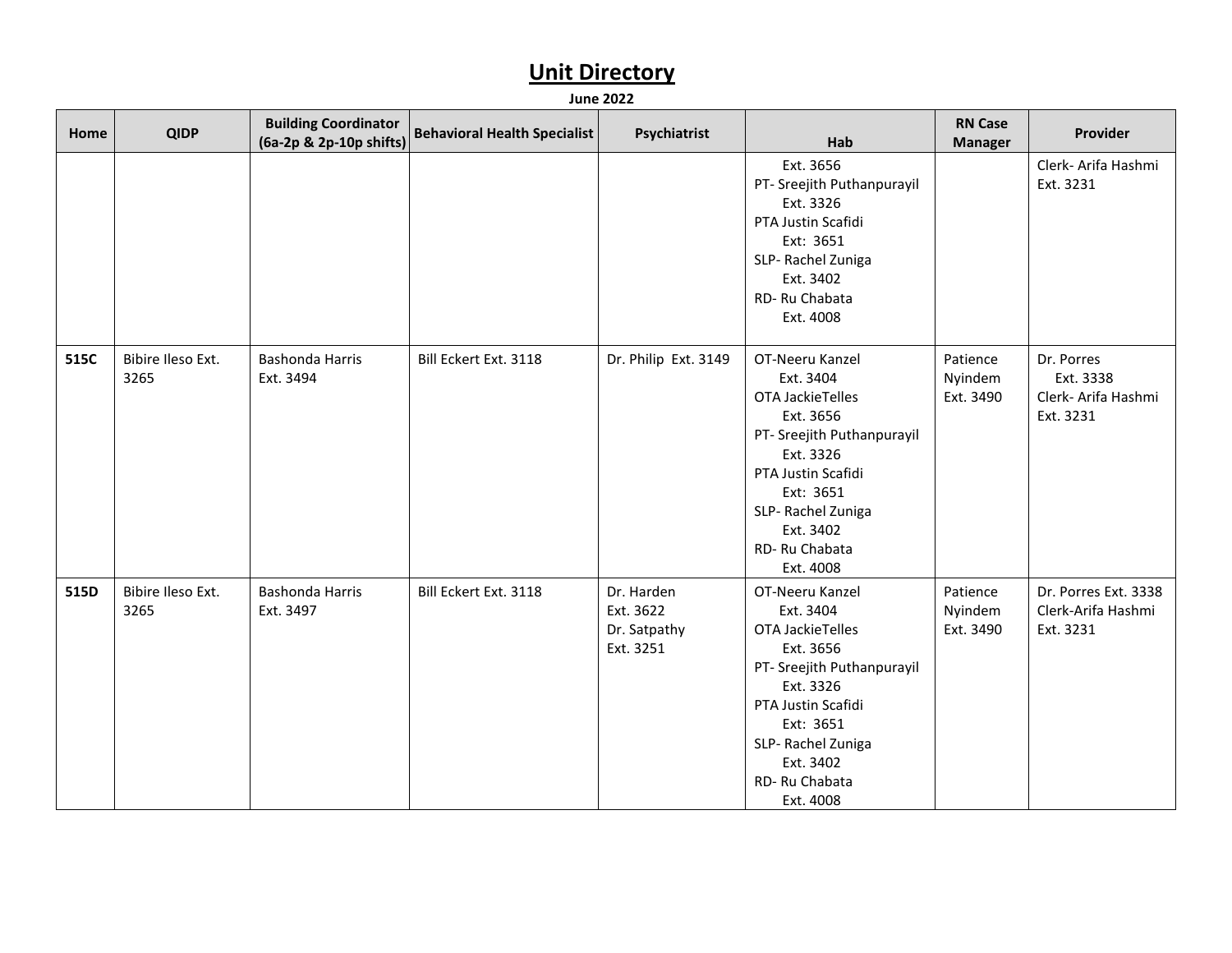# Unit Directory

**June 2022**

| Home | QIDP | Building Coordinator (6a-2p & 2p-10p shifts) | Behavioral Health Specialist | Psychiatrist | Hab | RN Case Manager | Provider |
|---|---|---|---|---|---|---|---|
| | | | | | Ext. 3656<br>PT- Sreejith Puthanpurayil<br>Ext. 3326<br>PTA Justin Scafidi<br>Ext: 3651<br>SLP- Rachel Zuniga<br>Ext. 3402<br>RD- Ru Chabata<br>Ext. 4008 | | Clerk- Arifa Hashmi<br>Ext. 3231 |
| **515C** | Bibire Ileso Ext. 3265 | Bashonda Harris<br>Ext. 3494 | Bill Eckert Ext. 3118 | Dr. Philip Ext. 3149 | OT-Neeru Kanzel<br>Ext. 3404<br>OTA JackieTelles<br>Ext. 3656<br>PT- Sreejith Puthanpurayil<br>Ext. 3326<br>PTA Justin Scafidi<br>Ext: 3651<br>SLP- Rachel Zuniga<br>Ext. 3402<br>RD- Ru Chabata<br>Ext. 4008 | Patience Nyindem Ext. 3490 | Dr. Porres<br>Ext. 3338<br>Clerk- Arifa Hashmi<br>Ext. 3231 |
| **515D** | Bibire Ileso Ext. 3265 | Bashonda Harris<br>Ext. 3497 | Bill Eckert Ext. 3118 | Dr. Harden<br>Ext. 3622<br>Dr. Satpathy<br>Ext. 3251 | OT-Neeru Kanzel<br>Ext. 3404<br>OTA JackieTelles<br>Ext. 3656<br>PT- Sreejith Puthanpurayil<br>Ext. 3326<br>PTA Justin Scafidi<br>Ext: 3651<br>SLP- Rachel Zuniga<br>Ext. 3402<br>RD- Ru Chabata<br>Ext. 4008 | Patience Nyindem Ext. 3490 | Dr. Porres Ext. 3338<br>Clerk-Arifa Hashmi<br>Ext. 3231 |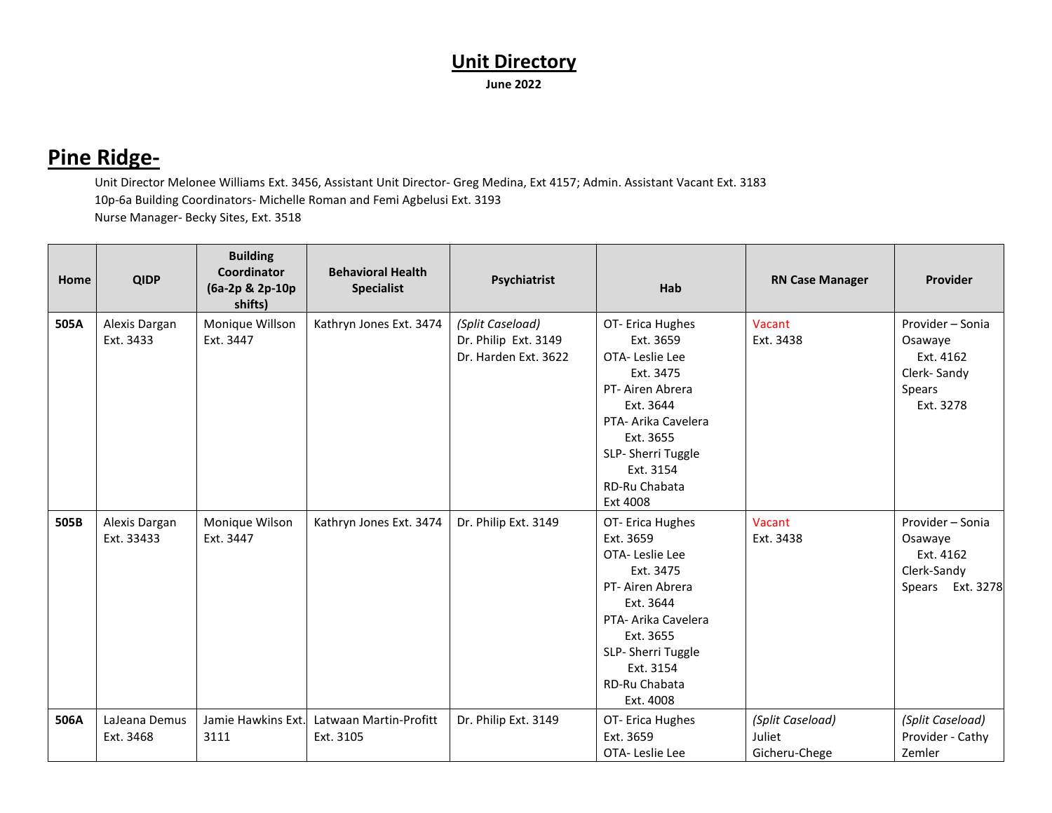# Unit Directory

**June 2022**

## Pine Ridge-

Unit Director Melonee Williams Ext. 3456, Assistant Unit Director- Greg Medina, Ext 4157; Admin. Assistant Vacant Ext. 3183

10p-6a Building Coordinators- Michelle Roman and Femi Agbelusi Ext. 3193

Nurse Manager- Becky Sites, Ext. 3518

| Home | QIDP | Building Coordinator (6a-2p & 2p-10p shifts) | Behavioral Health Specialist | Psychiatrist | Hab | RN Case Manager | Provider |
|---|---|---|---|---|---|---|---|
| **505A** | Alexis Dargan Ext. 3433 | Monique Willson Ext. 3447 | Kathryn Jones Ext. 3474 | *(Split Caseload)* Dr. Philip Ext. 3149 Dr. Harden Ext. 3622 | OT- Erica Hughes Ext. 3659 OTA- Leslie Lee Ext. 3475 PT- Airen Abrera Ext. 3644 PTA- Arika Cavelera Ext. 3655 SLP- Sherri Tuggle Ext. 3154 RD-Ru Chabata Ext 4008 | Vacant Ext. 3438 | Provider – Sonia Osawaye Ext. 4162 Clerk- Sandy Spears Ext. 3278 |
| **505B** | Alexis Dargan Ext. 33433 | Monique Wilson Ext. 3447 | Kathryn Jones Ext. 3474 | Dr. Philip Ext. 3149 | OT- Erica Hughes Ext. 3659 OTA- Leslie Lee Ext. 3475 PT- Airen Abrera Ext. 3644 PTA- Arika Cavelera Ext. 3655 SLP- Sherri Tuggle Ext. 3154 RD-Ru Chabata Ext. 4008 | Vacant Ext. 3438 | Provider – Sonia Osawaye Ext. 4162 Clerk-Sandy Spears Ext. 3278 |
| **506A** | LaJeana Demus Ext. 3468 | Jamie Hawkins Ext. 3111 | Latwaan Martin-Profitt Ext. 3105 | Dr. Philip Ext. 3149 | OT- Erica Hughes Ext. 3659 OTA- Leslie Lee | *(Split Caseload)* Juliet Gicheru-Chege | *(Split Caseload)* Provider - Cathy Zemler |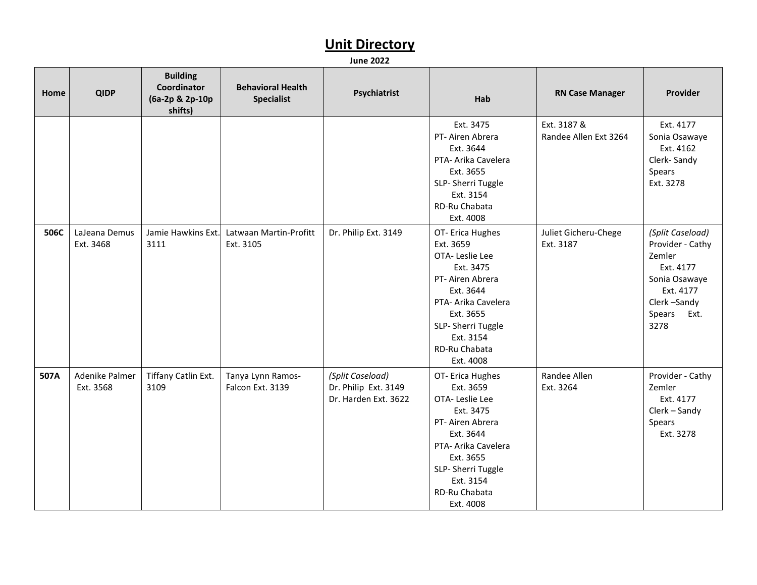# Unit Directory

**June 2022**

| Home | QIDP | Building Coordinator (6a-2p & 2p-10p shifts) | Behavioral Health Specialist | Psychiatrist | Hab | RN Case Manager | Provider |
|---|---|---|---|---|---|---|---|
| | | | | | Ext. 3475<br>PT- Airen Abrera<br>Ext. 3644<br>PTA- Arika Cavelera<br>Ext. 3655<br>SLP- Sherri Tuggle<br>Ext. 3154<br>RD-Ru Chabata<br>Ext. 4008 | Ext. 3187 &<br>Randee Allen Ext 3264 | Ext. 4177<br>Sonia Osawaye<br>Ext. 4162<br>Clerk- Sandy Spears<br>Ext. 3278 |
| **506C** | LaJeana Demus Ext. 3468 | Jamie Hawkins Ext. 3111 | Latwaan Martin-Profitt Ext. 3105 | Dr. Philip Ext. 3149 | OT- Erica Hughes<br>Ext. 3659<br>OTA- Leslie Lee<br>Ext. 3475<br>PT- Airen Abrera<br>Ext. 3644<br>PTA- Arika Cavelera<br>Ext. 3655<br>SLP- Sherri Tuggle<br>Ext. 3154<br>RD-Ru Chabata<br>Ext. 4008 | Juliet Gicheru-Chege<br>Ext. 3187 | *(Split Caseload)*<br>Provider - Cathy Zemler<br>Ext. 4177<br>Sonia Osawaye<br>Ext. 4177<br>Clerk –Sandy Spears Ext. 3278 |
| **507A** | Adenike Palmer<br>Ext. 3568 | Tiffany Catlin Ext. 3109 | Tanya Lynn Ramos-Falcon Ext. 3139 | *(Split Caseload)*<br>Dr. Philip Ext. 3149<br>Dr. Harden Ext. 3622 | OT- Erica Hughes<br>Ext. 3659<br>OTA- Leslie Lee<br>Ext. 3475<br>PT- Airen Abrera<br>Ext. 3644<br>PTA- Arika Cavelera<br>Ext. 3655<br>SLP- Sherri Tuggle<br>Ext. 3154<br>RD-Ru Chabata<br>Ext. 4008 | Randee Allen<br>Ext. 3264 | Provider - Cathy Zemler<br>Ext. 4177<br>Clerk – Sandy Spears<br>Ext. 3278 |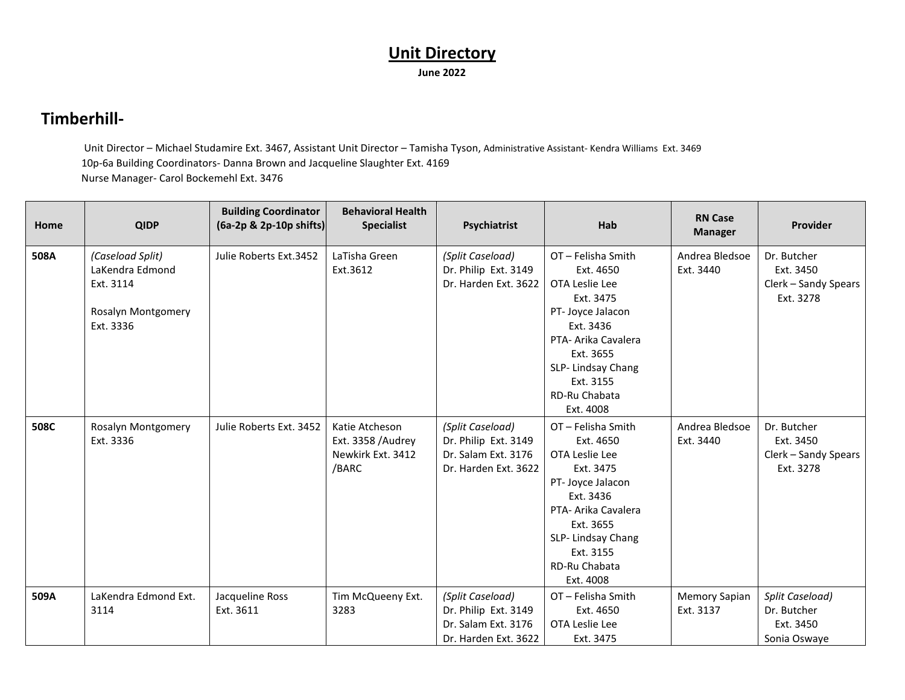# Unit Directory

**June 2022**

## Timberhill-

Unit Director – Michael Studamire Ext. 3467, Assistant Unit Director – Tamisha Tyson, Administrative Assistant- Kendra Williams Ext. 3469
10p-6a Building Coordinators- Danna Brown and Jacqueline Slaughter Ext. 4169
Nurse Manager- Carol Bockemehl Ext. 3476

| Home | QIDP | Building Coordinator (6a-2p & 2p-10p shifts) | Behavioral Health Specialist | Psychiatrist | Hab | RN Case Manager | Provider |
|---|---|---|---|---|---|---|---|
| **508A** | *(Caseload Split)* LaKendra Edmond Ext. 3114<br><br>Rosalyn Montgomery Ext. 3336 | Julie Roberts Ext.3452 | LaTisha Green Ext.3612 | *(Split Caseload)* Dr. Philip Ext. 3149<br>Dr. Harden Ext. 3622 | OT – Felisha Smith Ext. 4650<br>OTA Leslie Lee Ext. 3475<br>PT- Joyce Jalacon Ext. 3436<br>PTA- Arika Cavalera Ext. 3655<br>SLP- Lindsay Chang Ext. 3155<br>RD-Ru Chabata Ext. 4008 | Andrea Bledsoe Ext. 3440 | Dr. Butcher Ext. 3450<br>Clerk – Sandy Spears Ext. 3278 |
| **508C** | Rosalyn Montgomery Ext. 3336 | Julie Roberts Ext. 3452 | Katie Atcheson Ext. 3358 /Audrey Newkirk Ext. 3412 /BARC | *(Split Caseload)* Dr. Philip Ext. 3149<br>Dr. Salam Ext. 3176<br>Dr. Harden Ext. 3622 | OT – Felisha Smith Ext. 4650<br>OTA Leslie Lee Ext. 3475<br>PT- Joyce Jalacon Ext. 3436<br>PTA- Arika Cavalera Ext. 3655<br>SLP- Lindsay Chang Ext. 3155<br>RD-Ru Chabata Ext. 4008 | Andrea Bledsoe Ext. 3440 | Dr. Butcher Ext. 3450<br>Clerk – Sandy Spears Ext. 3278 |
| **509A** | LaKendra Edmond Ext. 3114 | Jacqueline Ross Ext. 3611 | Tim McQueeny Ext. 3283 | *(Split Caseload)* Dr. Philip Ext. 3149<br>Dr. Salam Ext. 3176<br>Dr. Harden Ext. 3622 | OT – Felisha Smith Ext. 4650<br>OTA Leslie Lee Ext. 3475 | Memory Sapian Ext. 3137 | *Split Caseload)* Dr. Butcher Ext. 3450<br>Sonia Oswaye |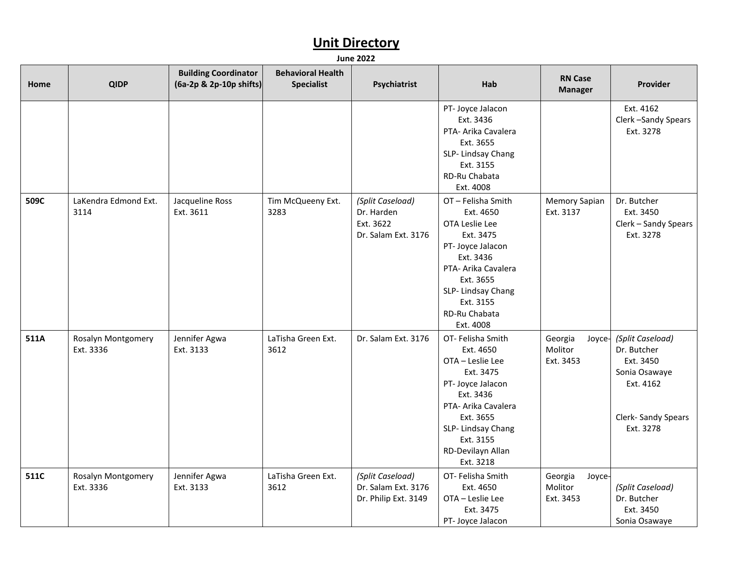# Unit Directory

**June 2022**

| Home | QIDP | Building Coordinator (6a-2p & 2p-10p shifts) | Behavioral Health Specialist | Psychiatrist | Hab | RN Case Manager | Provider |
|---|---|---|---|---|---|---|---|
| | | | | | PT- Joyce Jalacon Ext. 3436<br>PTA- Arika Cavalera Ext. 3655<br>SLP- Lindsay Chang Ext. 3155<br>RD-Ru Chabata Ext. 4008 | | Ext. 4162<br>Clerk –Sandy Spears Ext. 3278 |
| **509C** | LaKendra Edmond Ext. 3114 | Jacqueline Ross Ext. 3611 | Tim McQueeny Ext. 3283 | *(Split Caseload)*<br>Dr. Harden Ext. 3622<br>Dr. Salam Ext. 3176 | OT – Felisha Smith Ext. 4650<br>OTA Leslie Lee Ext. 3475<br>PT- Joyce Jalacon Ext. 3436<br>PTA- Arika Cavalera Ext. 3655<br>SLP- Lindsay Chang Ext. 3155<br>RD-Ru Chabata Ext. 4008 | Memory Sapian Ext. 3137 | Dr. Butcher Ext. 3450<br>Clerk – Sandy Spears Ext. 3278 |
| **511A** | Rosalyn Montgomery Ext. 3336 | Jennifer Agwa Ext. 3133 | LaTisha Green Ext. 3612 | Dr. Salam Ext. 3176 | OT- Felisha Smith Ext. 4650<br>OTA – Leslie Lee Ext. 3475<br>PT- Joyce Jalacon Ext. 3436<br>PTA- Arika Cavalera Ext. 3655<br>SLP- Lindsay Chang Ext. 3155<br>RD-Devilayn Allan Ext. 3218 | Georgia Joyce-Molitor Ext. 3453 | *(Split Caseload)*<br>Dr. Butcher Ext. 3450<br>Sonia Osawaye Ext. 4162<br><br>Clerk- Sandy Spears Ext. 3278 |
| **511C** | Rosalyn Montgomery Ext. 3336 | Jennifer Agwa Ext. 3133 | LaTisha Green Ext. 3612 | *(Split Caseload)*<br>Dr. Salam Ext. 3176<br>Dr. Philip Ext. 3149 | OT- Felisha Smith Ext. 4650<br>OTA – Leslie Lee Ext. 3475<br>PT- Joyce Jalacon | Georgia Joyce-Molitor Ext. 3453 | *(Split Caseload)*<br>Dr. Butcher Ext. 3450<br>Sonia Osawaye |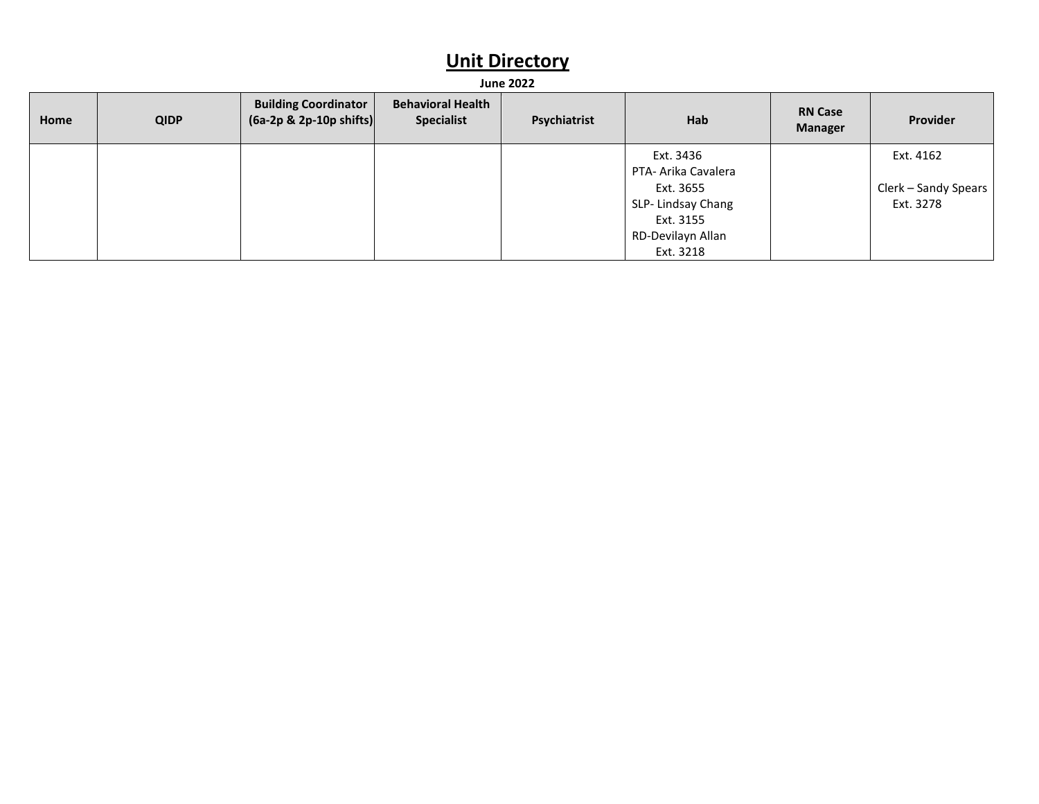# Unit Directory

**June 2022**

| Home | QIDP | Building Coordinator (6a-2p & 2p-10p shifts) | Behavioral Health Specialist | Psychiatrist | Hab | RN Case Manager | Provider |
|---|---|---|---|---|---|---|---|
| | | | | | Ext. 3436<br>PTA- Arika Cavalera<br>Ext. 3655<br>SLP- Lindsay Chang<br>Ext. 3155<br>RD-Devilayn Allan<br>Ext. 3218 | | Ext. 4162<br><br>Clerk – Sandy Spears<br>Ext. 3278 |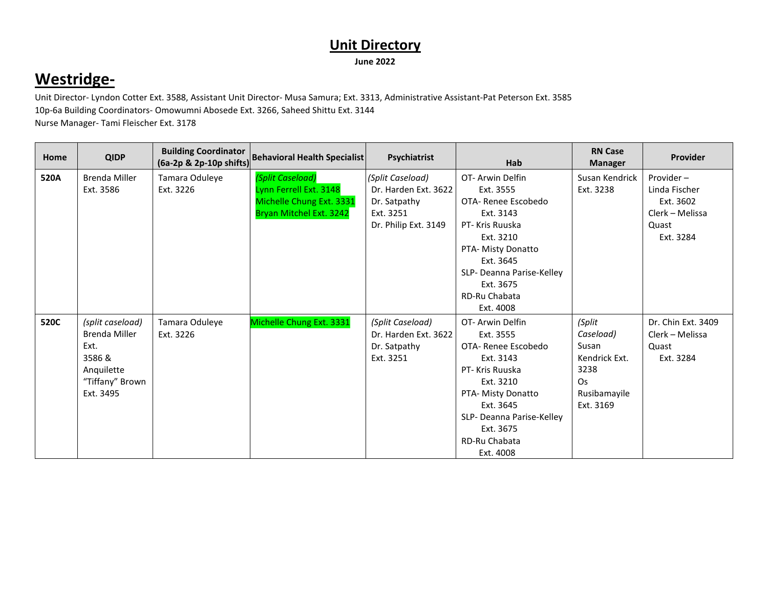# Unit Directory

**June 2022**

## Westridge-

Unit Director- Lyndon Cotter Ext. 3588, Assistant Unit Director- Musa Samura; Ext. 3313, Administrative Assistant-Pat Peterson Ext. 3585
10p-6a Building Coordinators- Omowumni Abosede Ext. 3266, Saheed Shittu Ext. 3144
Nurse Manager- Tami Fleischer Ext. 3178

| Home | QIDP | Building Coordinator (6a-2p & 2p-10p shifts) | Behavioral Health Specialist | Psychiatrist | Hab | RN Case Manager | Provider |
|---|---|---|---|---|---|---|---|
| **520A** | Brenda Miller Ext. 3586 | Tamara Oduleye Ext. 3226 | *(Split Caseload)* Lynn Ferrell Ext. 3148 Michelle Chung Ext. 3331 Bryan Mitchel Ext. 3242 | *(Split Caseload)* Dr. Harden Ext. 3622 Dr. Satpathy Ext. 3251 Dr. Philip Ext. 3149 | OT- Arwin Delfin Ext. 3555 OTA- Renee Escobedo Ext. 3143 PT- Kris Ruuska Ext. 3210 PTA- Misty Donatto Ext. 3645 SLP- Deanna Parise-Kelley Ext. 3675 RD-Ru Chabata Ext. 4008 | Susan Kendrick Ext. 3238 | Provider – Linda Fischer Ext. 3602 Clerk – Melissa Quast Ext. 3284 |
| **520C** | *(split caseload)* Brenda Miller Ext. 3586 & Anquilette "Tiffany" Brown Ext. 3495 | Tamara Oduleye Ext. 3226 | Michelle Chung Ext. 3331 | *(Split Caseload)* Dr. Harden Ext. 3622 Dr. Satpathy Ext. 3251 | OT- Arwin Delfin Ext. 3555 OTA- Renee Escobedo Ext. 3143 PT- Kris Ruuska Ext. 3210 PTA- Misty Donatto Ext. 3645 SLP- Deanna Parise-Kelley Ext. 3675 RD-Ru Chabata Ext. 4008 | *(Split Caseload)* Susan Kendrick Ext. 3238 Os Rusibamayile Ext. 3169 | Dr. Chin Ext. 3409 Clerk – Melissa Quast Ext. 3284 |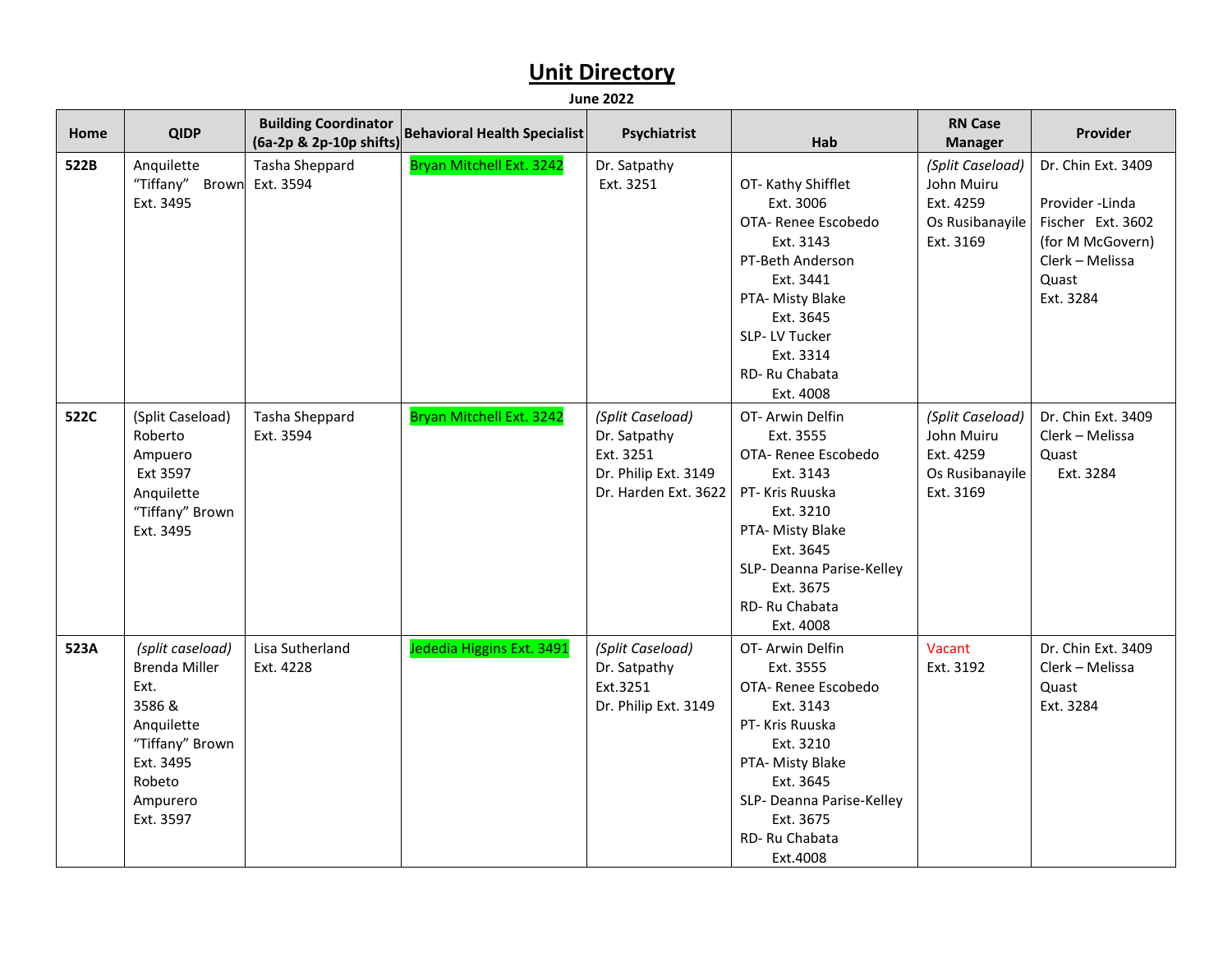# Unit Directory

**June 2022**

| Home | QIDP | Building Coordinator (6a-2p & 2p-10p shifts) | Behavioral Health Specialist | Psychiatrist | Hab | RN Case Manager | Provider |
|---|---|---|---|---|---|---|---|
| **522B** | Anquilette "Tiffany" Brown Ext. 3495 | Tasha Sheppard Ext. 3594 | Bryan Mitchell Ext. 3242 | Dr. Satpathy Ext. 3251 | OT- Kathy Shifflet Ext. 3006<br>OTA- Renee Escobedo Ext. 3143<br>PT-Beth Anderson Ext. 3441<br>PTA- Misty Blake Ext. 3645<br>SLP- LV Tucker Ext. 3314<br>RD- Ru Chabata Ext. 4008 | *(Split Caseload)* John Muiru Ext. 4259<br>Os Rusibanayile Ext. 3169 | Dr. Chin Ext. 3409<br><br>Provider -Linda Fischer Ext. 3602 (for M McGovern)<br>Clerk – Melissa Quast Ext. 3284 |
| **522C** | (Split Caseload) Roberto Ampuero Ext 3597<br>Anquilette "Tiffany" Brown Ext. 3495 | Tasha Sheppard Ext. 3594 | Bryan Mitchell Ext. 3242 | *(Split Caseload)* Dr. Satpathy Ext. 3251<br>Dr. Philip Ext. 3149<br>Dr. Harden Ext. 3622 | OT- Arwin Delfin Ext. 3555<br>OTA- Renee Escobedo Ext. 3143<br>PT- Kris Ruuska Ext. 3210<br>PTA- Misty Blake Ext. 3645<br>SLP- Deanna Parise-Kelley Ext. 3675<br>RD- Ru Chabata Ext. 4008 | *(Split Caseload)* John Muiru Ext. 4259<br>Os Rusibanayile Ext. 3169 | Dr. Chin Ext. 3409<br>Clerk – Melissa Quast Ext. 3284 |
| **523A** | *(split caseload)* Brenda Miller Ext. 3586 &<br>Anquilette "Tiffany" Brown Ext. 3495<br>Robeto Ampurero Ext. 3597 | Lisa Sutherland Ext. 4228 | Jededia Higgins Ext. 3491 | *(Split Caseload)* Dr. Satpathy Ext.3251<br>Dr. Philip Ext. 3149 | OT- Arwin Delfin Ext. 3555<br>OTA- Renee Escobedo Ext. 3143<br>PT- Kris Ruuska Ext. 3210<br>PTA- Misty Blake Ext. 3645<br>SLP- Deanna Parise-Kelley Ext. 3675<br>RD- Ru Chabata Ext.4008 | Vacant Ext. 3192 | Dr. Chin Ext. 3409<br>Clerk – Melissa Quast Ext. 3284 |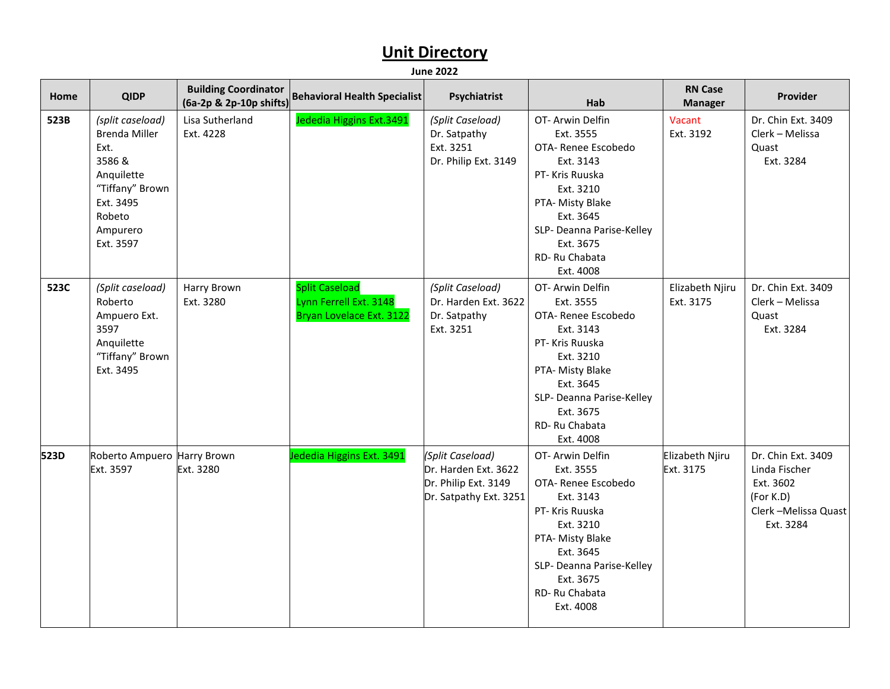# Unit Directory

**June 2022**

| Home | QIDP | Building Coordinator (6a-2p & 2p-10p shifts) | Behavioral Health Specialist | Psychiatrist | Hab | RN Case Manager | Provider |
|---|---|---|---|---|---|---|---|
| **523B** | *(split caseload)* Brenda Miller Ext. 3586 & Anquilette "Tiffany" Brown Ext. 3495 Robeto Ampurero Ext. 3597 | Lisa Sutherland Ext. 4228 | Jededia Higgins Ext.3491 | *(Split Caseload)* Dr. Satpathy Ext. 3251 Dr. Philip Ext. 3149 | OT- Arwin Delfin Ext. 3555 OTA- Renee Escobedo Ext. 3143 PT- Kris Ruuska Ext. 3210 PTA- Misty Blake Ext. 3645 SLP- Deanna Parise-Kelley Ext. 3675 RD- Ru Chabata Ext. 4008 | Vacant Ext. 3192 | Dr. Chin Ext. 3409 Clerk – Melissa Quast Ext. 3284 |
| **523C** | *(Split caseload)* Roberto Ampuero Ext. 3597 Anquilette "Tiffany" Brown Ext. 3495 | Harry Brown Ext. 3280 | Split Caseload Lynn Ferrell Ext. 3148 Bryan Lovelace Ext. 3122 | *(Split Caseload)* Dr. Harden Ext. 3622 Dr. Satpathy Ext. 3251 | OT- Arwin Delfin Ext. 3555 OTA- Renee Escobedo Ext. 3143 PT- Kris Ruuska Ext. 3210 PTA- Misty Blake Ext. 3645 SLP- Deanna Parise-Kelley Ext. 3675 RD- Ru Chabata Ext. 4008 | Elizabeth Njiru Ext. 3175 | Dr. Chin Ext. 3409 Clerk – Melissa Quast Ext. 3284 |
| **523D** | Roberto Ampuero Ext. 3597 | Harry Brown Ext. 3280 | Jededia Higgins Ext. 3491 | *(Split Caseload)* Dr. Harden Ext. 3622 Dr. Philip Ext. 3149 Dr. Satpathy Ext. 3251 | OT- Arwin Delfin Ext. 3555 OTA- Renee Escobedo Ext. 3143 PT- Kris Ruuska Ext. 3210 PTA- Misty Blake Ext. 3645 SLP- Deanna Parise-Kelley Ext. 3675 RD- Ru Chabata Ext. 4008 | Elizabeth Njiru Ext. 3175 | Dr. Chin Ext. 3409 Linda Fischer Ext. 3602 (For K.D) Clerk –Melissa Quast Ext. 3284 |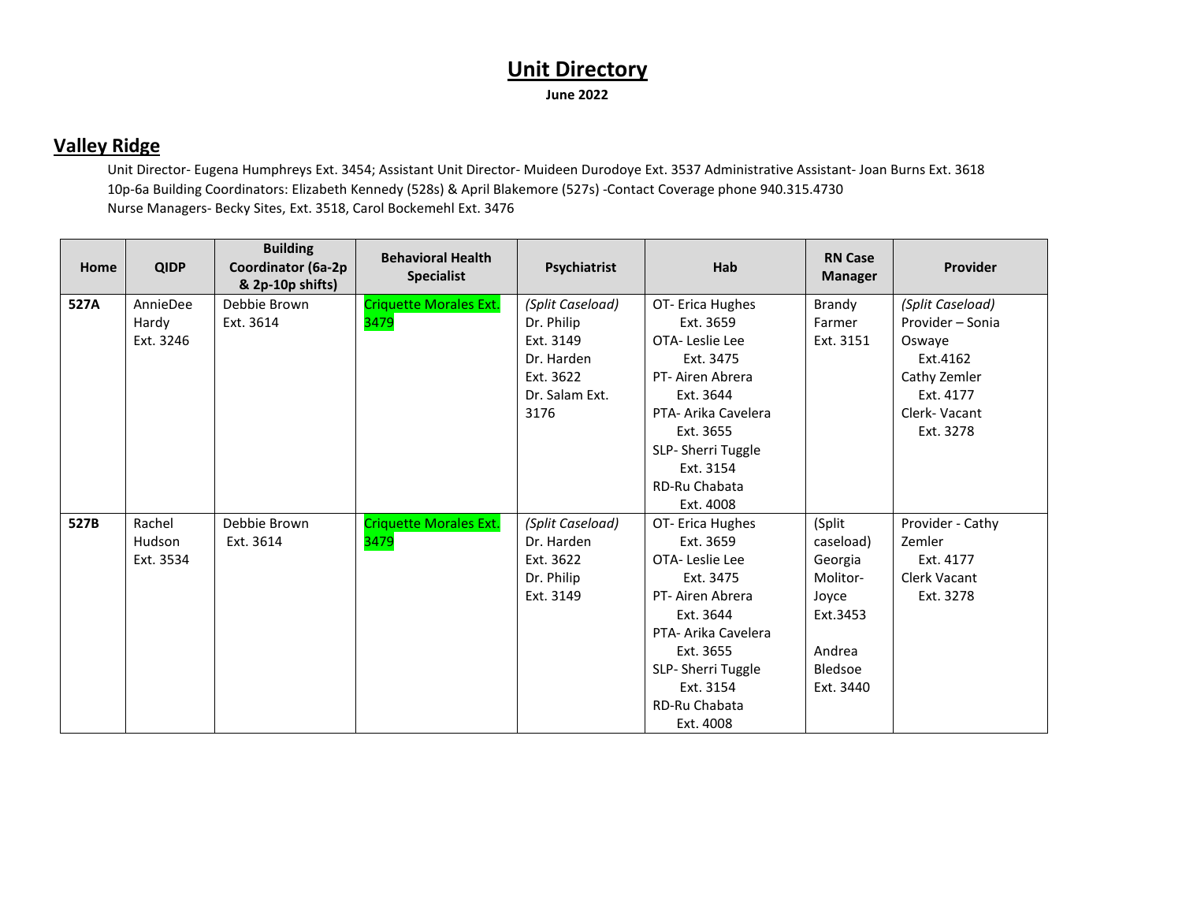# Unit Directory

**June 2022**

## Valley Ridge

Unit Director- Eugena Humphreys Ext. 3454; Assistant Unit Director- Muideen Durodoye Ext. 3537 Administrative Assistant- Joan Burns Ext. 3618
10p-6a Building Coordinators: Elizabeth Kennedy (528s) & April Blakemore (527s) -Contact Coverage phone 940.315.4730
Nurse Managers- Becky Sites, Ext. 3518, Carol Bockemehl Ext. 3476

| Home | QIDP | Building Coordinator (6a-2p & 2p-10p shifts) | Behavioral Health Specialist | Psychiatrist | Hab | RN Case Manager | Provider |
|---|---|---|---|---|---|---|---|
| **527A** | AnnieDee Hardy Ext. 3246 | Debbie Brown Ext. 3614 | Criquette Morales Ext. 3479 | *(Split Caseload)* Dr. Philip Ext. 3149 Dr. Harden Ext. 3622 Dr. Salam Ext. 3176 | OT- Erica Hughes Ext. 3659 OTA- Leslie Lee Ext. 3475 PT- Airen Abrera Ext. 3644 PTA- Arika Cavelera Ext. 3655 SLP- Sherri Tuggle Ext. 3154 RD-Ru Chabata Ext. 4008 | Brandy Farmer Ext. 3151 | *(Split Caseload)* Provider – Sonia Oswaye Ext.4162 Cathy Zemler Ext. 4177 Clerk- Vacant Ext. 3278 |
| **527B** | Rachel Hudson Ext. 3534 | Debbie Brown Ext. 3614 | Criquette Morales Ext. 3479 | *(Split Caseload)* Dr. Harden Ext. 3622 Dr. Philip Ext. 3149 | OT- Erica Hughes Ext. 3659 OTA- Leslie Lee Ext. 3475 PT- Airen Abrera Ext. 3644 PTA- Arika Cavelera Ext. 3655 SLP- Sherri Tuggle Ext. 3154 RD-Ru Chabata Ext. 4008 | (Split caseload) Georgia Molitor-Joyce Ext.3453 Andrea Bledsoe Ext. 3440 | Provider - Cathy Zemler Ext. 4177 Clerk Vacant Ext. 3278 |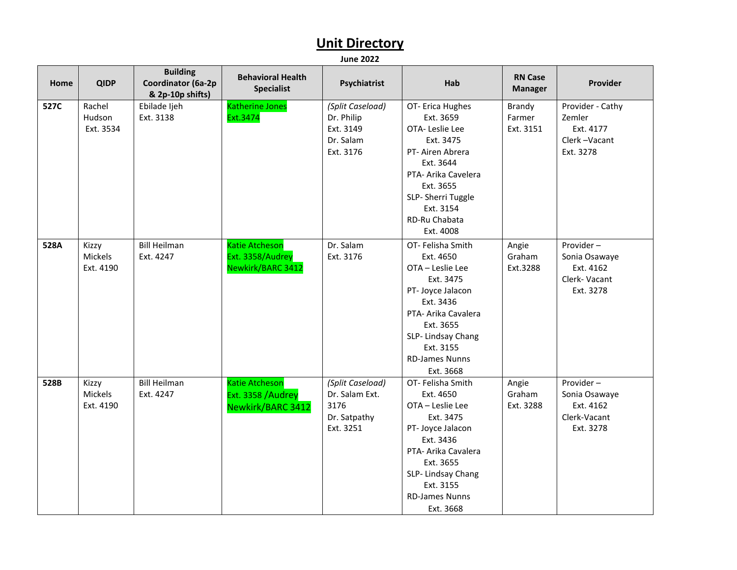# Unit Directory

**June 2022**

| Home | QIDP | Building Coordinator (6a-2p & 2p-10p shifts) | Behavioral Health Specialist | Psychiatrist | Hab | RN Case Manager | Provider |
|---|---|---|---|---|---|---|---|
| **527C** | Rachel Hudson Ext. 3534 | Ebilade Ijeh Ext. 3138 | Katherine Jones Ext.3474 | *(Split Caseload)* Dr. Philip Ext. 3149 Dr. Salam Ext. 3176 | OT- Erica Hughes Ext. 3659 OTA- Leslie Lee Ext. 3475 PT- Airen Abrera Ext. 3644 PTA- Arika Cavelera Ext. 3655 SLP- Sherri Tuggle Ext. 3154 RD-Ru Chabata Ext. 4008 | Brandy Farmer Ext. 3151 | Provider - Cathy Zemler Ext. 4177 Clerk –Vacant Ext. 3278 |
| **528A** | Kizzy Mickels Ext. 4190 | Bill Heilman Ext. 4247 | Katie Atcheson Ext. 3358/Audrey Newkirk/BARC 3412 | Dr. Salam Ext. 3176 | OT- Felisha Smith Ext. 4650 OTA – Leslie Lee Ext. 3475 PT- Joyce Jalacon Ext. 3436 PTA- Arika Cavalera Ext. 3655 SLP- Lindsay Chang Ext. 3155 RD-James Nunns Ext. 3668 | Angie Graham Ext.3288 | Provider – Sonia Osawaye Ext. 4162 Clerk- Vacant Ext. 3278 |
| **528B** | Kizzy Mickels Ext. 4190 | Bill Heilman Ext. 4247 | Katie Atcheson Ext. 3358 /Audrey Newkirk/BARC 3412 | *(Split Caseload)* Dr. Salam Ext. 3176 Dr. Satpathy Ext. 3251 | OT- Felisha Smith Ext. 4650 OTA – Leslie Lee Ext. 3475 PT- Joyce Jalacon Ext. 3436 PTA- Arika Cavalera Ext. 3655 SLP- Lindsay Chang Ext. 3155 RD-James Nunns Ext. 3668 | Angie Graham Ext. 3288 | Provider – Sonia Osawaye Ext. 4162 Clerk-Vacant Ext. 3278 |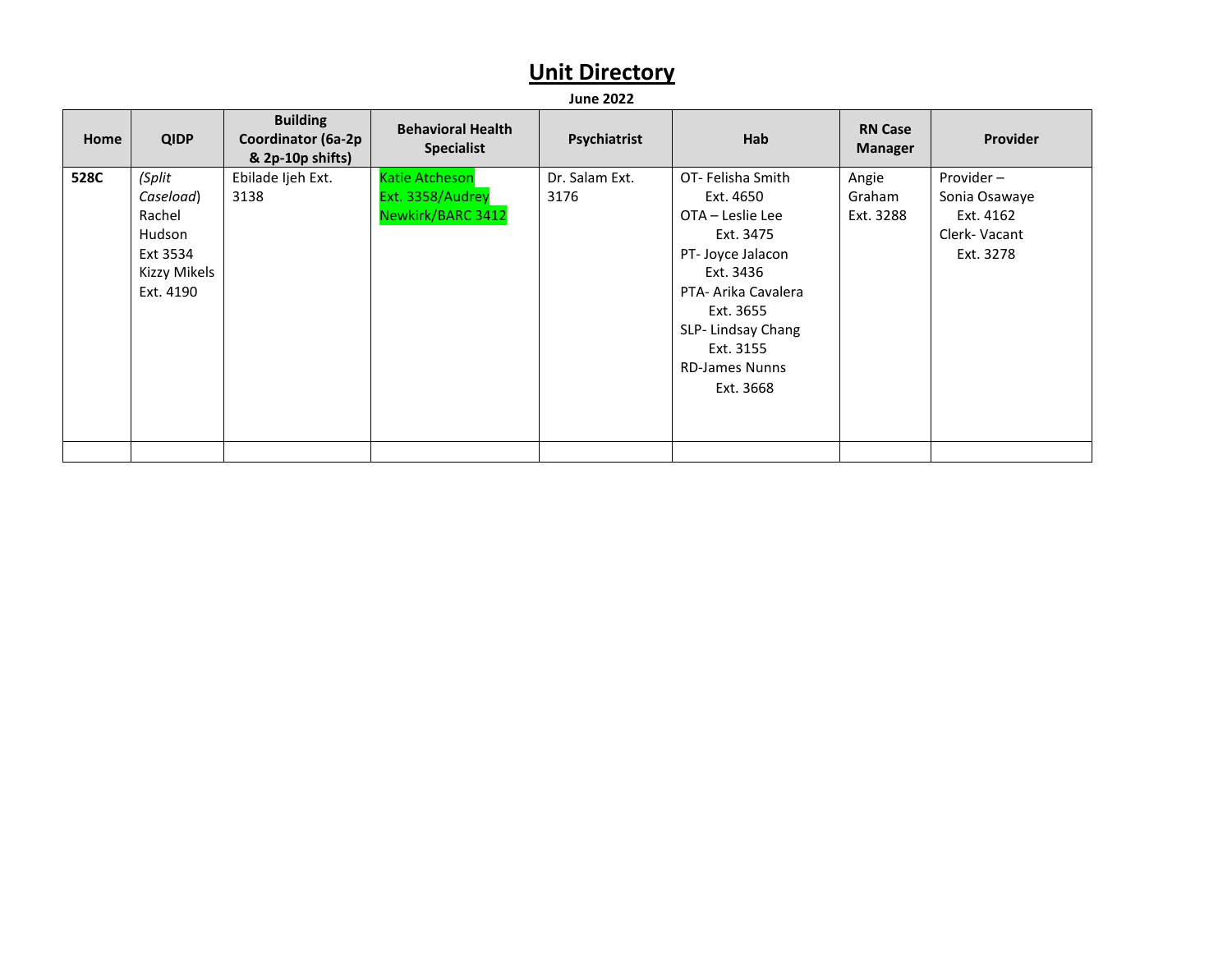# Unit Directory

**June 2022**

| Home | QIDP | Building Coordinator (6a-2p & 2p-10p shifts) | Behavioral Health Specialist | Psychiatrist | Hab | RN Case Manager | Provider |
|---|---|---|---|---|---|---|---|
| **528C** | *(Split Caseload)* Rachel Hudson Ext 3534 Kizzy Mikels Ext. 4190 | Ebilade Ijeh Ext. 3138 | Katie Atcheson Ext. 3358/Audrey Newkirk/BARC 3412 | Dr. Salam Ext. 3176 | OT- Felisha Smith Ext. 4650<br>OTA – Leslie Lee Ext. 3475<br>PT- Joyce Jalacon Ext. 3436<br>PTA- Arika Cavalera Ext. 3655<br>SLP- Lindsay Chang Ext. 3155<br>RD-James Nunns Ext. 3668 | Angie Graham Ext. 3288 | Provider – Sonia Osawaye Ext. 4162<br>Clerk- Vacant Ext. 3278 |
| | | | | | | | |